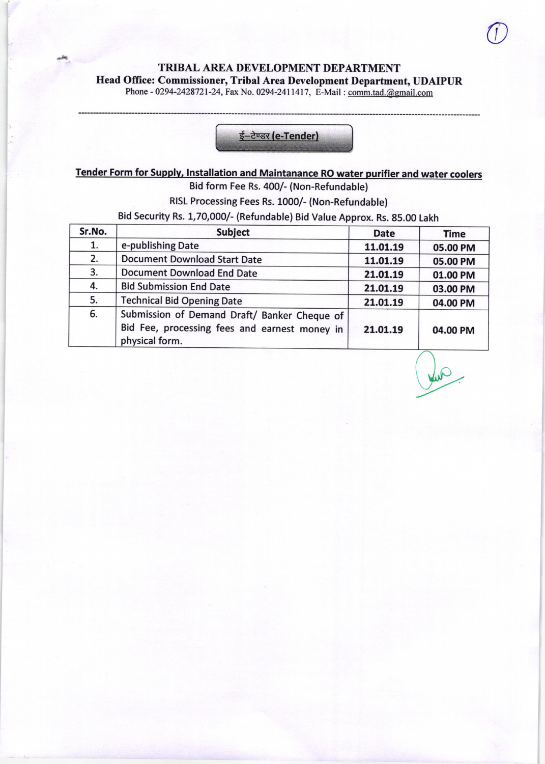# TRIBAL AREA DEVELOPMENT DEPARTMENT

## Head Office: Commissioner, Tribal Area Development Department, UDAIPUR

Phone - 0294-2428721-24, Fax No. 0294-2411417, E-Mail : comm.tad.@gmail.com

---

**ई–टेण्डर (e-Tender)**

**Tender Form for Supply, Installation and Maintanance RO water purifier and water coolers**

Bid form Fee Rs. 400/- (Non-Refundable)

RISL Processing Fees Rs. 1000/- (Non-Refundable)

Bid Security Rs. 1,70,000/- (Refundable) Bid Value Approx. Rs. 85.00 Lakh

| Sr.No. | Subject | Date | Time |
|---|---|---|---|
| 1. | e-publishing Date | 11.01.19 | 05.00 PM |
| 2. | Document Download Start Date | 11.01.19 | 05.00 PM |
| 3. | Document Download End Date | 21.01.19 | 01.00 PM |
| 4. | Bid Submission End Date | 21.01.19 | 03.00 PM |
| 5. | Technical Bid Opening Date | 21.01.19 | 04.00 PM |
| 6. | Submission of Demand Draft/ Banker Cheque of Bid Fee, processing fees and earnest money in physical form. | 21.01.19 | 04.00 PM |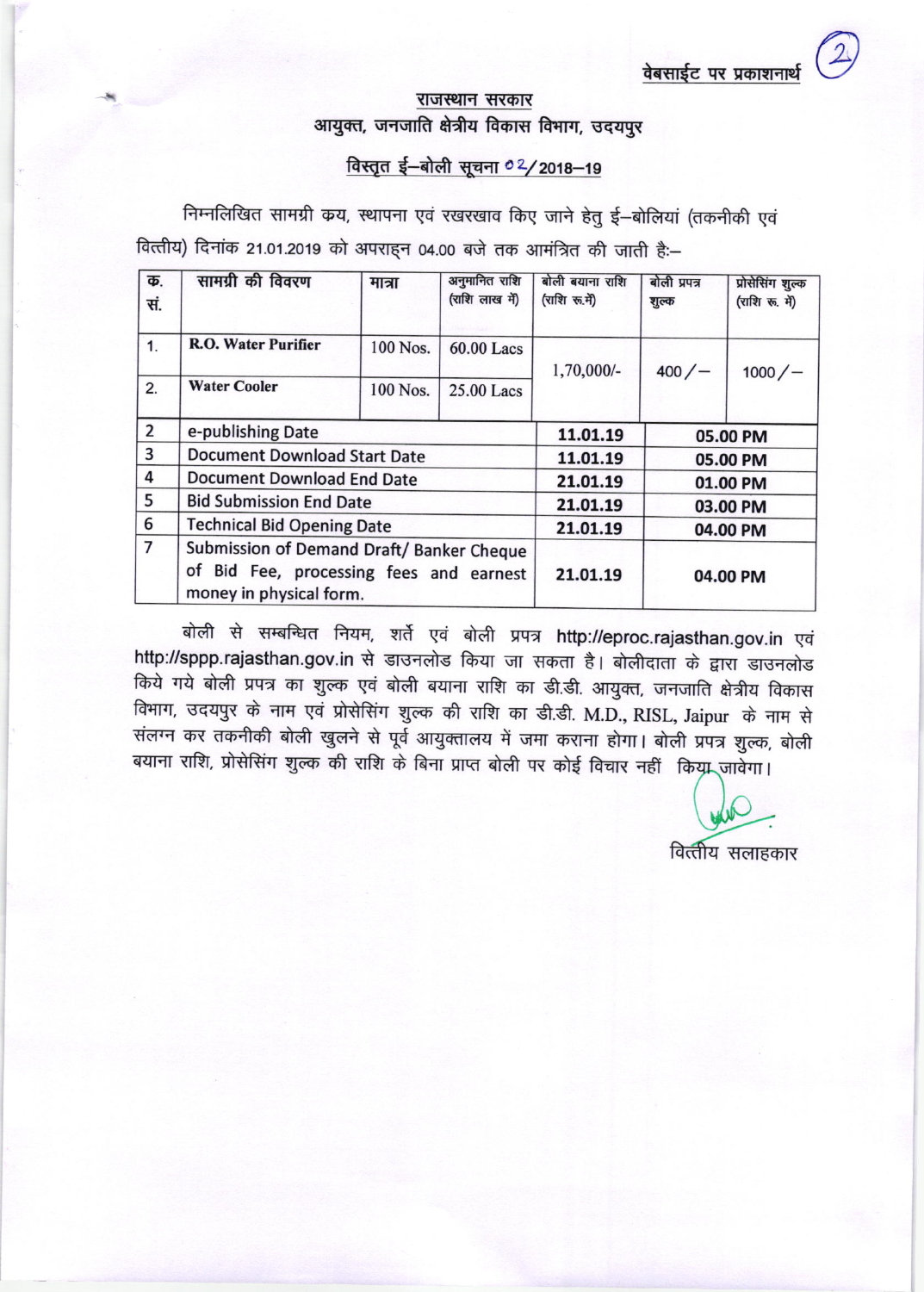वेबसाईट पर प्रकाशनार्थ

## राजस्थान सरकार

### आयुक्त, जनजाति क्षेत्रीय विकास विभाग, उदयपुर

### विस्तृत ई–बोली सूचना 02/2018–19

निम्नलिखित सामग्री क्रय, स्थापना एवं रखरखाव किए जाने हेतु ई–बोलियां (तकनीकी एवं वित्तीय) दिनांक 21.01.2019 को अपराह्न 04.00 बजे तक आमंत्रित की जाती है:–

| क. सं. | सामग्री की विवरण | मात्रा | अनुमानित राशि (राशि लाख में) | बोली बयाना राशि (राशि रू.में) | बोली प्रपत्र शुल्क | प्रोसेसिंग शुल्क (राशि रू. में) |
|---|---|---|---|---|---|---|
| 1. | R.O. Water Purifier | 100 Nos. | 60.00 Lacs | 1,70,000/- | 400/– | 1000/– |
| 2. | Water Cooler | 100 Nos. | 25.00 Lacs | | | |

| | | | |
|---|---|---|---|
| 2 | e-publishing Date | 11.01.19 | 05.00 PM |
| 3 | Document Download Start Date | 11.01.19 | 05.00 PM |
| 4 | Document Download End Date | 21.01.19 | 01.00 PM |
| 5 | Bid Submission End Date | 21.01.19 | 03.00 PM |
| 6 | Technical Bid Opening Date | 21.01.19 | 04.00 PM |
| 7 | Submission of Demand Draft/ Banker Cheque of Bid Fee, processing fees and earnest money in physical form. | 21.01.19 | 04.00 PM |

बोली से सम्बन्धित नियम, शर्ते एवं बोली प्रपत्र http://eproc.rajasthan.gov.in एवं http://sppp.rajasthan.gov.in से डाउनलोड किया जा सकता है। बोलीदाता के द्वारा डाउनलोड किये गये बोली प्रपत्र का शुल्क एवं बोली बयाना राशि का डी.डी. आयुक्त, जनजाति क्षेत्रीय विकास विभाग, उदयपुर के नाम एवं प्रोसेसिंग शुल्क की राशि का डी.डी. M.D., RISL, Jaipur के नाम से संलग्न कर तकनीकी बोली खुलने से पूर्व आयुक्तालय में जमा कराना होगा। बोली प्रपत्र शुल्क, बोली बयाना राशि, प्रोसेसिंग शुल्क की राशि के बिना प्राप्त बोली पर कोई विचार नहीं किया जावेगा।

वित्तीय सलाहकार